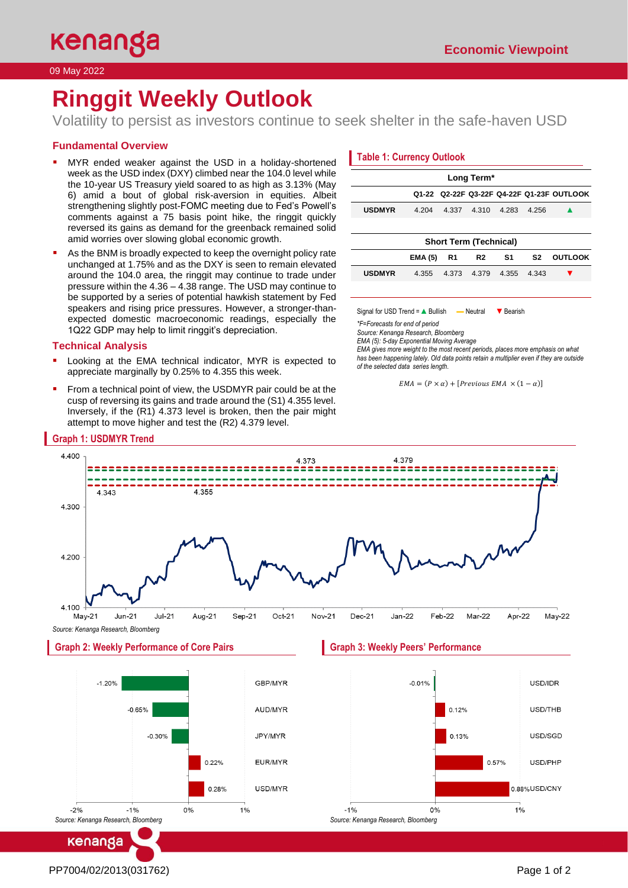# Ringgit Weekly Outlook

Volatility to persist as investors continue to seek shelter in the safe-haven USD

09 May 2022

Economic Viewpoint

## Fundamental Overview

- MYR ended weaker against the USD in a holiday-shortened week as the USD index (DXY) climbed near the 104.0 level while the 10-year US Treasury yield soared to as high as 3.13% (May 6) amid a bout of global risk-aversion in equities. Albeit strengthening slightly post-FOMC meeting due to Fed's Powell's comments against a 75 basis point hike, the ringgit quickly reversed its gains as demand for the greenback remained solid amid worries over slowing global economic growth.
- As the BNM is broadly expected to keep the overnight policy rate unchanged at 1.75% and as the DXY is seen to remain elevated around the 104.0 area, the ringgit may continue to trade under pressure within the 4.36 – 4.38 range. The USD may continue to be supported by a series of potential hawkish statement by Fed speakers and rising price pressures. However, a stronger-than-expected domestic macroeconomic readings, especially the 1Q22 GDP may help to limit ringgit's depreciation.

## Technical Analysis

- Looking at the EMA technical indicator, MYR is expected to appreciate marginally by 0.25% to 4.355 this week.
- From a technical point of view, the USDMYR pair could be at the cusp of reversing its gains and trade around the (S1) 4.355 level. Inversely, if the (R1) 4.373 level is broken, then the pair might attempt to move higher and test the (R2) 4.379 level.

### Table 1: Currency Outlook

| Long Term* | | | | | | |
|---|---|---|---|---|---|---|
| | Q1-22 | Q2-22F | Q3-22F | Q4-22F | Q1-23F | OUTLOOK |
| USDMYR | 4.204 | 4.337 | 4.310 | 4.283 | 4.256 | ▲ |

| Short Term (Technical) | | | | | | |
|---|---|---|---|---|---|---|
| | EMA (5) | R1 | R2 | S1 | S2 | OUTLOOK |
| USDMYR | 4.355 | 4.373 | 4.379 | 4.355 | 4.343 | ▼ |

Signal for USD Trend = ▲ Bullish — Neutral ▼ Bearish

*\*F=Forecasts for end of period*

*Source: Kenanga Research, Bloomberg*

*EMA (5): 5-day Exponential Moving Average*

*EMA gives more weight to the most recent periods, places more emphasis on what has been happening lately. Old data points retain a multiplier even if they are outside of the selected data series length.*

$$EMA = (P \times \alpha) + [Previous\ EMA \times (1 - \alpha)]$$

### Graph 1: USDMYR Trend

*Source: Kenanga Research, Bloomberg*

### Graph 2: Weekly Performance of Core Pairs

| Pair | Change |
|---|---|
| GBP/MYR | -1.20% |
| AUD/MYR | -0.65% |
| JPY/MYR | -0.30% |
| EUR/MYR | 0.22% |
| USD/MYR | 0.28% |

*Source: Kenanga Research, Bloomberg*

### Graph 3: Weekly Peers' Performance

| Pair | Change |
|---|---|
| USD/IDR | -0.01% |
| USD/THB | 0.12% |
| USD/SGD | 0.13% |
| USD/PHP | 0.57% |
| USD/CNY | 0.88% |

*Source: Kenanga Research, Bloomberg*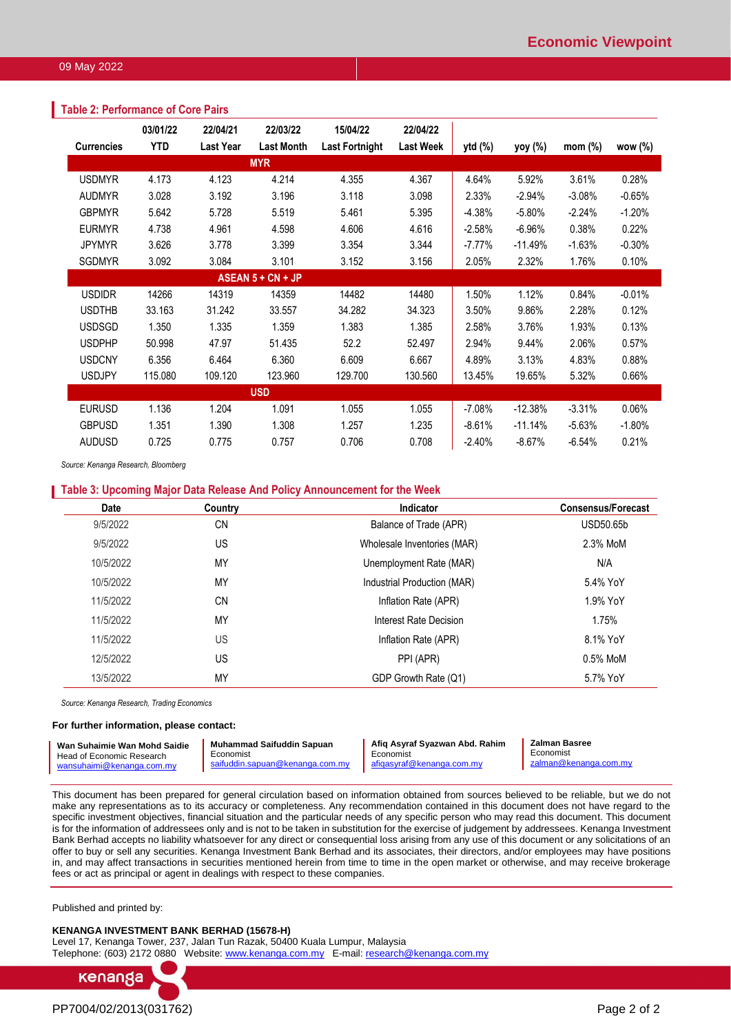### Table 2: Performance of Core Pairs

| Currencies | 03/01/22 YTD | 22/04/21 Last Year | 22/03/22 Last Month | 15/04/22 Last Fortnight | 22/04/22 Last Week | ytd (%) | yoy (%) | mom (%) | wow (%) |
|---|---|---|---|---|---|---|---|---|---|
| **MYR** | | | | | | | | | |
| USDMYR | 4.173 | 4.123 | 4.214 | 4.355 | 4.367 | 4.64% | 5.92% | 3.61% | 0.28% |
| AUDMYR | 3.028 | 3.192 | 3.196 | 3.118 | 3.098 | 2.33% | -2.94% | -3.08% | -0.65% |
| GBPMYR | 5.642 | 5.728 | 5.519 | 5.461 | 5.395 | -4.38% | -5.80% | -2.24% | -1.20% |
| EURMYR | 4.738 | 4.961 | 4.598 | 4.606 | 4.616 | -2.58% | -6.96% | 0.38% | 0.22% |
| JPYMYR | 3.626 | 3.778 | 3.399 | 3.354 | 3.344 | -7.77% | -11.49% | -1.63% | -0.30% |
| SGDMYR | 3.092 | 3.084 | 3.101 | 3.152 | 3.156 | 2.05% | 2.32% | 1.76% | 0.10% |
| **ASEAN 5 + CN + JP** | | | | | | | | | |
| USDIDR | 14266 | 14319 | 14359 | 14482 | 14480 | 1.50% | 1.12% | 0.84% | -0.01% |
| USDTHB | 33.163 | 31.242 | 33.557 | 34.282 | 34.323 | 3.50% | 9.86% | 2.28% | 0.12% |
| USDSGD | 1.350 | 1.335 | 1.359 | 1.383 | 1.385 | 2.58% | 3.76% | 1.93% | 0.13% |
| USDPHP | 50.998 | 47.97 | 51.435 | 52.2 | 52.497 | 2.94% | 9.44% | 2.06% | 0.57% |
| USDCNY | 6.356 | 6.464 | 6.360 | 6.609 | 6.667 | 4.89% | 3.13% | 4.83% | 0.88% |
| USDJPY | 115.080 | 109.120 | 123.960 | 129.700 | 130.560 | 13.45% | 19.65% | 5.32% | 0.66% |
| **USD** | | | | | | | | | |
| EURUSD | 1.136 | 1.204 | 1.091 | 1.055 | 1.055 | -7.08% | -12.38% | -3.31% | 0.06% |
| GBPUSD | 1.351 | 1.390 | 1.308 | 1.257 | 1.235 | -8.61% | -11.14% | -5.63% | -1.80% |
| AUDUSD | 0.725 | 0.775 | 0.757 | 0.706 | 0.708 | -2.40% | -8.67% | -6.54% | 0.21% |

*Source: Kenanga Research, Bloomberg*

### Table 3: Upcoming Major Data Release And Policy Announcement for the Week

| Date | Country | Indicator | Consensus/Forecast |
|---|---|---|---|
| 9/5/2022 | CN | Balance of Trade (APR) | USD50.65b |
| 9/5/2022 | US | Wholesale Inventories (MAR) | 2.3% MoM |
| 10/5/2022 | MY | Unemployment Rate (MAR) | N/A |
| 10/5/2022 | MY | Industrial Production (MAR) | 5.4% YoY |
| 11/5/2022 | CN | Inflation Rate (APR) | 1.9% YoY |
| 11/5/2022 | MY | Interest Rate Decision | 1.75% |
| 11/5/2022 | US | Inflation Rate (APR) | 8.1% YoY |
| 12/5/2022 | US | PPI (APR) | 0.5% MoM |
| 13/5/2022 | MY | GDP Growth Rate (Q1) | 5.7% YoY |

*Source: Kenanga Research, Trading Economics*

**For further information, please contact:**

**Wan Suhaimie Wan Mohd Saidie**
Head of Economic Research
wansuhaimi@kenanga.com.my

**Muhammad Saifuddin Sapuan**
Economist
saifuddin.sapuan@kenanga.com.my

**Afiq Asyraf Syazwan Abd. Rahim**
Economist
afiqasyraf@kenanga.com.my

**Zalman Basree**
Economist
zalman@kenanga.com.my

This document has been prepared for general circulation based on information obtained from sources believed to be reliable, but we do not make any representations as to its accuracy or completeness. Any recommendation contained in this document does not have regard to the specific investment objectives, financial situation and the particular needs of any specific person who may read this document. This document is for the information of addressees only and is not to be taken in substitution for the exercise of judgement by addressees. Kenanga Investment Bank Berhad accepts no liability whatsoever for any direct or consequential loss arising from any use of this document or any solicitations of an offer to buy or sell any securities. Kenanga Investment Bank Berhad and its associates, their directors, and/or employees may have positions in, and may affect transactions in securities mentioned herein from time to time in the open market or otherwise, and may receive brokerage fees or act as principal or agent in dealings with respect to these companies.

Published and printed by:

**KENANGA INVESTMENT BANK BERHAD (15678-H)**
Level 17, Kenanga Tower, 237, Jalan Tun Razak, 50400 Kuala Lumpur, Malaysia
Telephone: (603) 2172 0880 Website: www.kenanga.com.my E-mail: research@kenanga.com.my

PP7004/02/2013(031762)